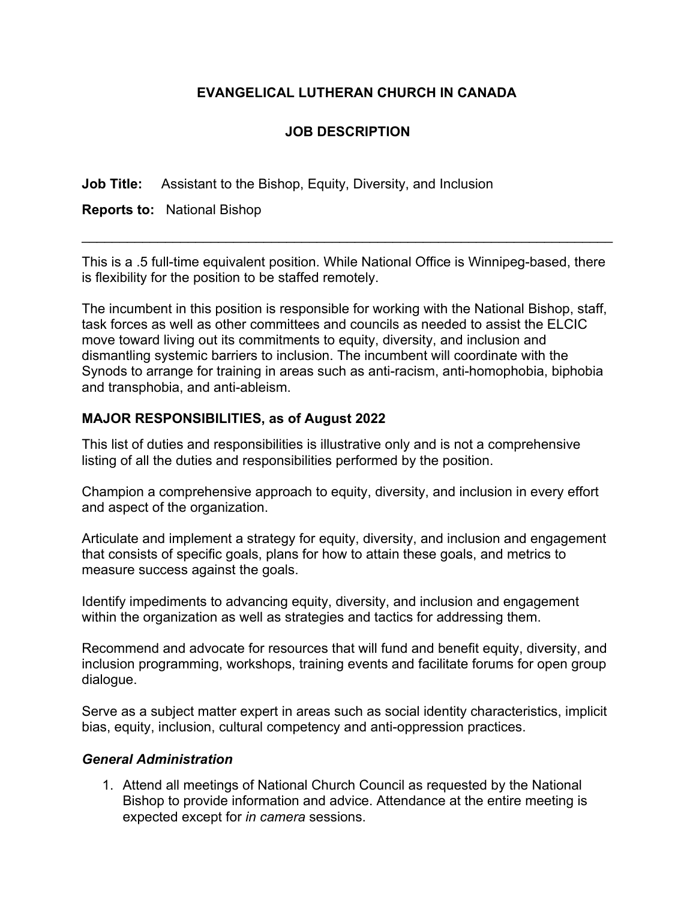**EVANGELICAL LUTHERAN CHURCH IN CANADA**

**JOB DESCRIPTION**

**Job Title:** Assistant to the Bishop, Equity, Diversity, and Inclusion

**Reports to:** National Bishop

---

This is a .5 full-time equivalent position. While National Office is Winnipeg-based, there is flexibility for the position to be staffed remotely.

The incumbent in this position is responsible for working with the National Bishop, staff, task forces as well as other committees and councils as needed to assist the ELCIC move toward living out its commitments to equity, diversity, and inclusion and dismantling systemic barriers to inclusion. The incumbent will coordinate with the Synods to arrange for training in areas such as anti-racism, anti-homophobia, biphobia and transphobia, and anti-ableism.

**MAJOR RESPONSIBILITIES, as of August 2022**

This list of duties and responsibilities is illustrative only and is not a comprehensive listing of all the duties and responsibilities performed by the position.

Champion a comprehensive approach to equity, diversity, and inclusion in every effort and aspect of the organization.

Articulate and implement a strategy for equity, diversity, and inclusion and engagement that consists of specific goals, plans for how to attain these goals, and metrics to measure success against the goals.

Identify impediments to advancing equity, diversity, and inclusion and engagement within the organization as well as strategies and tactics for addressing them.

Recommend and advocate for resources that will fund and benefit equity, diversity, and inclusion programming, workshops, training events and facilitate forums for open group dialogue.

Serve as a subject matter expert in areas such as social identity characteristics, implicit bias, equity, inclusion, cultural competency and anti-oppression practices.

***General Administration***

1. Attend all meetings of National Church Council as requested by the National Bishop to provide information and advice. Attendance at the entire meeting is expected except for *in camera* sessions.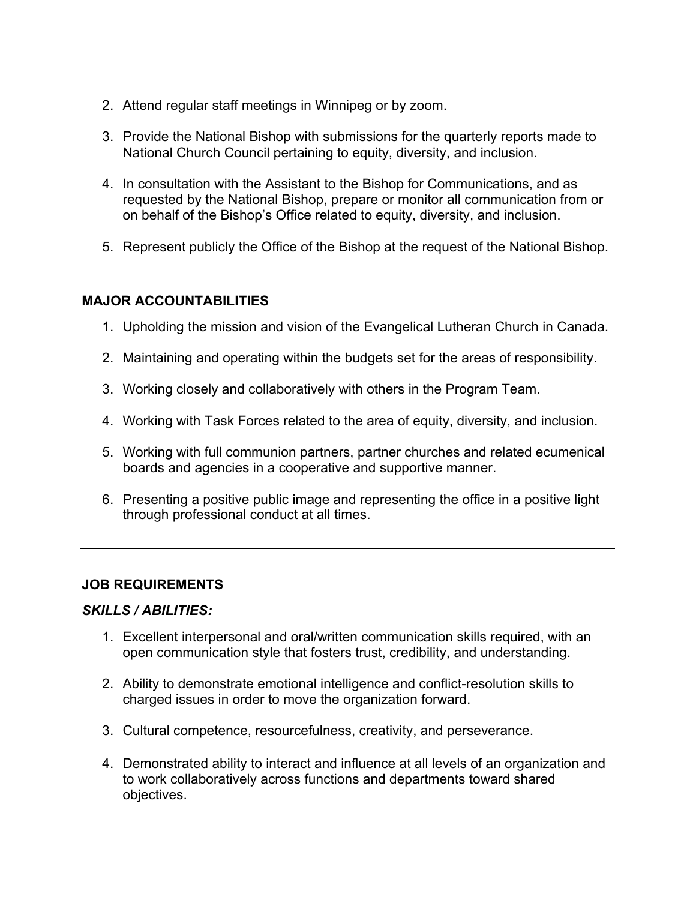2. Attend regular staff meetings in Winnipeg or by zoom.

3. Provide the National Bishop with submissions for the quarterly reports made to National Church Council pertaining to equity, diversity, and inclusion.

4. In consultation with the Assistant to the Bishop for Communications, and as requested by the National Bishop, prepare or monitor all communication from or on behalf of the Bishop's Office related to equity, diversity, and inclusion.

5. Represent publicly the Office of the Bishop at the request of the National Bishop.

---

## MAJOR ACCOUNTABILITIES

1. Upholding the mission and vision of the Evangelical Lutheran Church in Canada.

2. Maintaining and operating within the budgets set for the areas of responsibility.

3. Working closely and collaboratively with others in the Program Team.

4. Working with Task Forces related to the area of equity, diversity, and inclusion.

5. Working with full communion partners, partner churches and related ecumenical boards and agencies in a cooperative and supportive manner.

6. Presenting a positive public image and representing the office in a positive light through professional conduct at all times.

---

## JOB REQUIREMENTS

### *SKILLS / ABILITIES:*

1. Excellent interpersonal and oral/written communication skills required, with an open communication style that fosters trust, credibility, and understanding.

2. Ability to demonstrate emotional intelligence and conflict-resolution skills to charged issues in order to move the organization forward.

3. Cultural competence, resourcefulness, creativity, and perseverance.

4. Demonstrated ability to interact and influence at all levels of an organization and to work collaboratively across functions and departments toward shared objectives.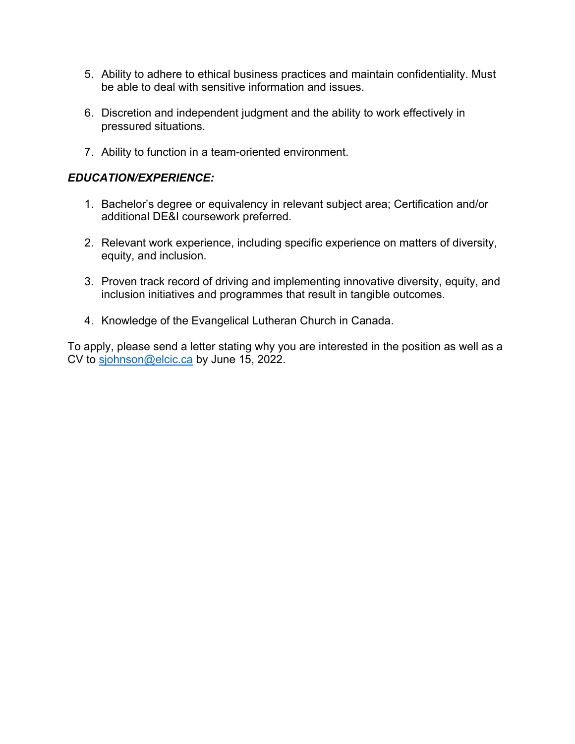5. Ability to adhere to ethical business practices and maintain confidentiality. Must be able to deal with sensitive information and issues.

6. Discretion and independent judgment and the ability to work effectively in pressured situations.

7. Ability to function in a team-oriented environment.

***EDUCATION/EXPERIENCE:***

1. Bachelor's degree or equivalency in relevant subject area; Certification and/or additional DE&I coursework preferred.

2. Relevant work experience, including specific experience on matters of diversity, equity, and inclusion.

3. Proven track record of driving and implementing innovative diversity, equity, and inclusion initiatives and programmes that result in tangible outcomes.

4. Knowledge of the Evangelical Lutheran Church in Canada.

To apply, please send a letter stating why you are interested in the position as well as a CV to [sjohnson@elcic.ca](mailto:sjohnson@elcic.ca) by June 15, 2022.